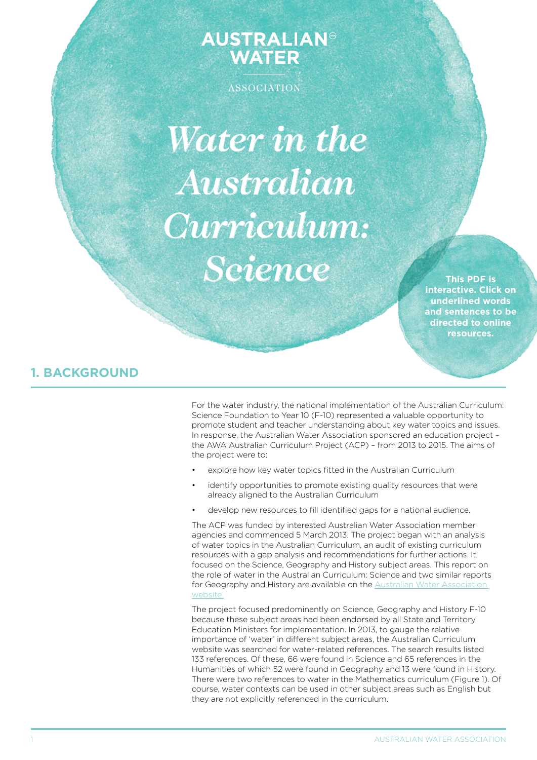AUSTRALIAN WATER ASSOCIATION

# *Water in the Australian Curriculum: Science*

**This PDF is interactive. Click on underlined words and sentences to be directed to online resources.**

## 1. BACKGROUND

For the water industry, the national implementation of the Australian Curriculum: Science Foundation to Year 10 (F-10) represented a valuable opportunity to promote student and teacher understanding about key water topics and issues. In response, the Australian Water Association sponsored an education project – the AWA Australian Curriculum Project (ACP) – from 2013 to 2015. The aims of the project were to:

- explore how key water topics fitted in the Australian Curriculum
- identify opportunities to promote existing quality resources that were already aligned to the Australian Curriculum
- develop new resources to fill identified gaps for a national audience.

The ACP was funded by interested Australian Water Association member agencies and commenced 5 March 2013. The project began with an analysis of water topics in the Australian Curriculum, an audit of existing curriculum resources with a gap analysis and recommendations for further actions. It focused on the Science, Geography and History subject areas. This report on the role of water in the Australian Curriculum: Science and two similar reports for Geography and History are available on the Australian Water Association website.

The project focused predominantly on Science, Geography and History F-10 because these subject areas had been endorsed by all State and Territory Education Ministers for implementation. In 2013, to gauge the relative importance of 'water' in different subject areas, the Australian Curriculum website was searched for water-related references. The search results listed 133 references. Of these, 66 were found in Science and 65 references in the Humanities of which 52 were found in Geography and 13 were found in History. There were two references to water in the Mathematics curriculum (Figure 1). Of course, water contexts can be used in other subject areas such as English but they are not explicitly referenced in the curriculum.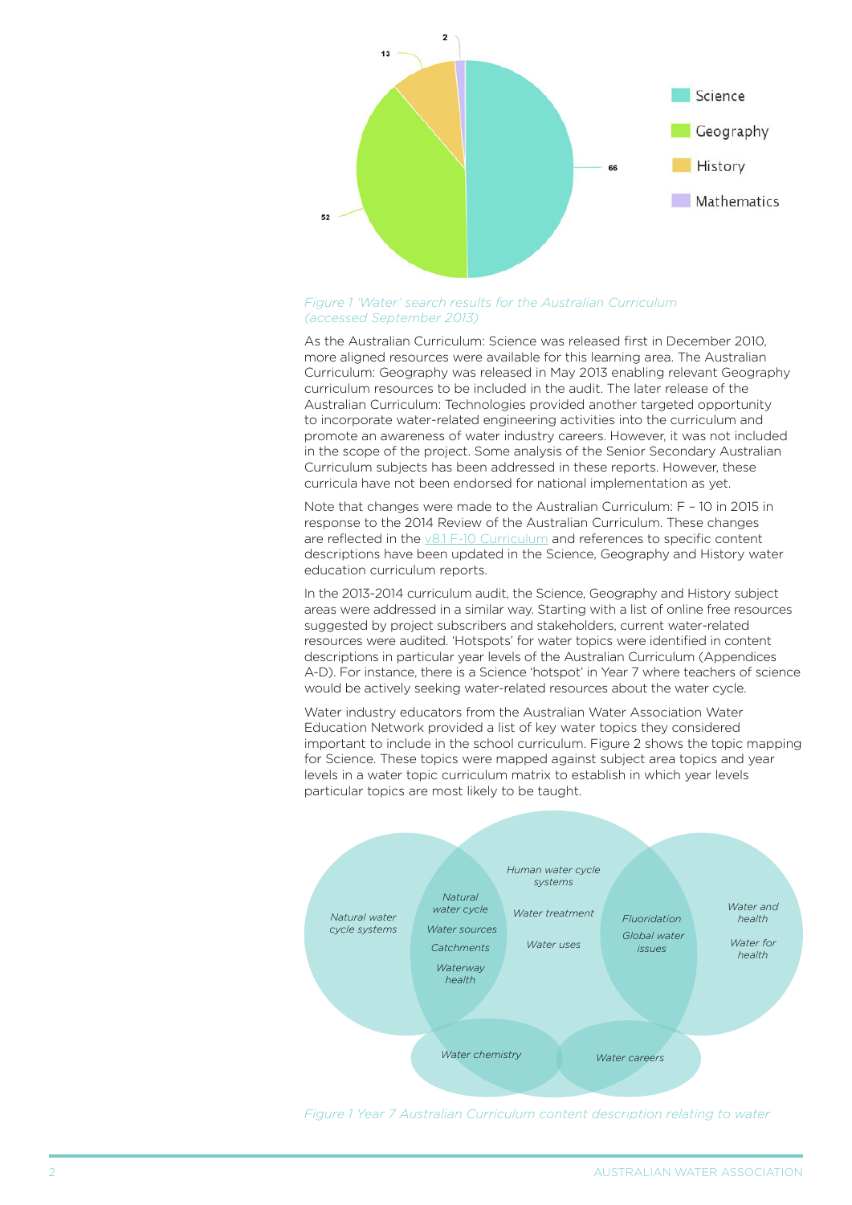*Figure 1 'Water' search results for the Australian Curriculum (accessed September 2013)*

As the Australian Curriculum: Science was released first in December 2010, more aligned resources were available for this learning area. The Australian Curriculum: Geography was released in May 2013 enabling relevant Geography curriculum resources to be included in the audit. The later release of the Australian Curriculum: Technologies provided another targeted opportunity to incorporate water-related engineering activities into the curriculum and promote an awareness of water industry careers. However, it was not included in the scope of the project. Some analysis of the Senior Secondary Australian Curriculum subjects has been addressed in these reports. However, these curricula have not been endorsed for national implementation as yet.

Note that changes were made to the Australian Curriculum: F – 10 in 2015 in response to the 2014 Review of the Australian Curriculum. These changes are reflected in the v8.1 F-10 Curriculum and references to specific content descriptions have been updated in the Science, Geography and History water education curriculum reports.

In the 2013-2014 curriculum audit, the Science, Geography and History subject areas were addressed in a similar way. Starting with a list of online free resources suggested by project subscribers and stakeholders, current water-related resources were audited. 'Hotspots' for water topics were identified in content descriptions in particular year levels of the Australian Curriculum (Appendices A-D). For instance, there is a Science 'hotspot' in Year 7 where teachers of science would be actively seeking water-related resources about the water cycle.

Water industry educators from the Australian Water Association Water Education Network provided a list of key water topics they considered important to include in the school curriculum. Figure 2 shows the topic mapping for Science. These topics were mapped against subject area topics and year levels in a water topic curriculum matrix to establish in which year levels particular topics are most likely to be taught.

*Figure 1 Year 7 Australian Curriculum content description relating to water*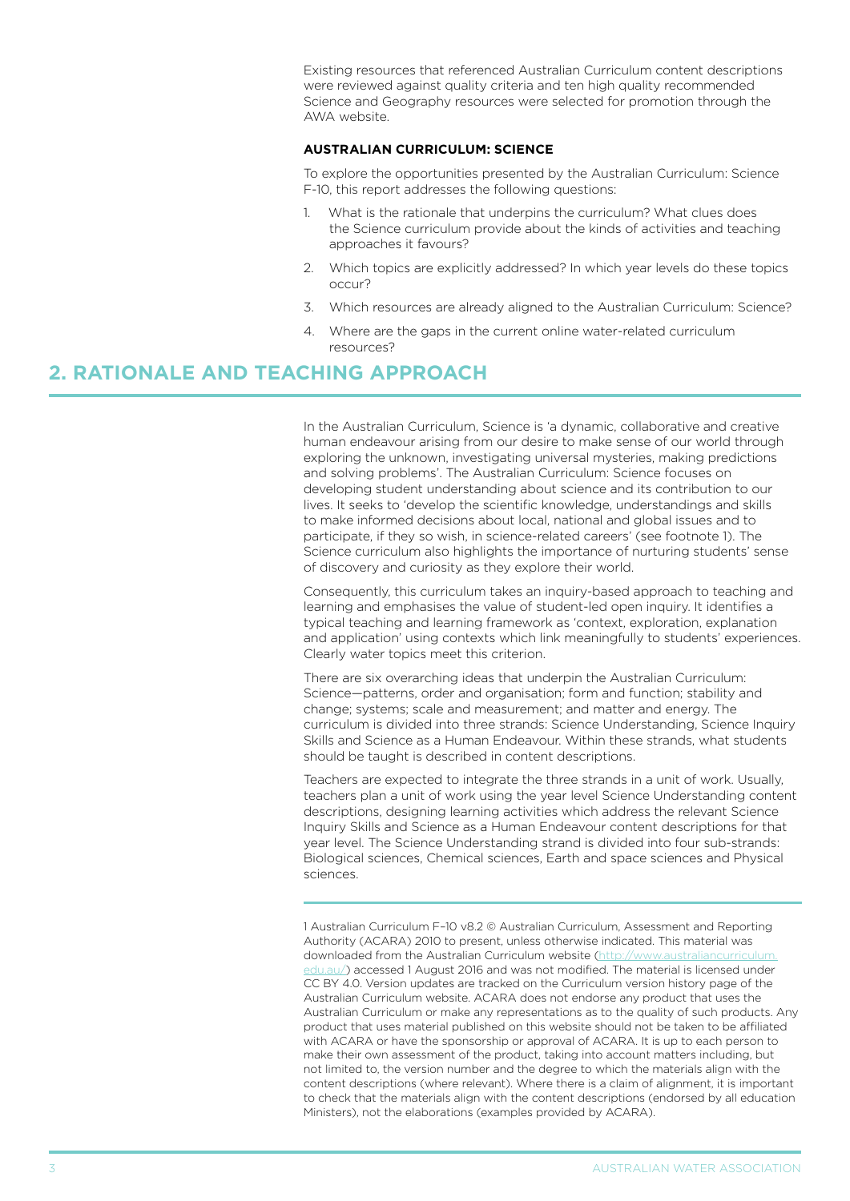Existing resources that referenced Australian Curriculum content descriptions were reviewed against quality criteria and ten high quality recommended Science and Geography resources were selected for promotion through the AWA website.

**AUSTRALIAN CURRICULUM: SCIENCE**

To explore the opportunities presented by the Australian Curriculum: Science F-10, this report addresses the following questions:

1. What is the rationale that underpins the curriculum? What clues does the Science curriculum provide about the kinds of activities and teaching approaches it favours?
2. Which topics are explicitly addressed? In which year levels do these topics occur?
3. Which resources are already aligned to the Australian Curriculum: Science?
4. Where are the gaps in the current online water-related curriculum resources?

## 2. RATIONALE AND TEACHING APPROACH

In the Australian Curriculum, Science is 'a dynamic, collaborative and creative human endeavour arising from our desire to make sense of our world through exploring the unknown, investigating universal mysteries, making predictions and solving problems'. The Australian Curriculum: Science focuses on developing student understanding about science and its contribution to our lives. It seeks to 'develop the scientific knowledge, understandings and skills to make informed decisions about local, national and global issues and to participate, if they so wish, in science-related careers' (see footnote 1). The Science curriculum also highlights the importance of nurturing students' sense of discovery and curiosity as they explore their world.

Consequently, this curriculum takes an inquiry-based approach to teaching and learning and emphasises the value of student-led open inquiry. It identifies a typical teaching and learning framework as 'context, exploration, explanation and application' using contexts which link meaningfully to students' experiences. Clearly water topics meet this criterion.

There are six overarching ideas that underpin the Australian Curriculum: Science—patterns, order and organisation; form and function; stability and change; systems; scale and measurement; and matter and energy. The curriculum is divided into three strands: Science Understanding, Science Inquiry Skills and Science as a Human Endeavour. Within these strands, what students should be taught is described in content descriptions.

Teachers are expected to integrate the three strands in a unit of work. Usually, teachers plan a unit of work using the year level Science Understanding content descriptions, designing learning activities which address the relevant Science Inquiry Skills and Science as a Human Endeavour content descriptions for that year level. The Science Understanding strand is divided into four sub-strands: Biological sciences, Chemical sciences, Earth and space sciences and Physical sciences.

---

1 Australian Curriculum F–10 v8.2 © Australian Curriculum, Assessment and Reporting Authority (ACARA) 2010 to present, unless otherwise indicated. This material was downloaded from the Australian Curriculum website (http://www.australiancurriculum.edu.au/) accessed 1 August 2016 and was not modified. The material is licensed under CC BY 4.0. Version updates are tracked on the Curriculum version history page of the Australian Curriculum website. ACARA does not endorse any product that uses the Australian Curriculum or make any representations as to the quality of such products. Any product that uses material published on this website should not be taken to be affiliated with ACARA or have the sponsorship or approval of ACARA. It is up to each person to make their own assessment of the product, taking into account matters including, but not limited to, the version number and the degree to which the materials align with the content descriptions (where relevant). Where there is a claim of alignment, it is important to check that the materials align with the content descriptions (endorsed by all education Ministers), not the elaborations (examples provided by ACARA).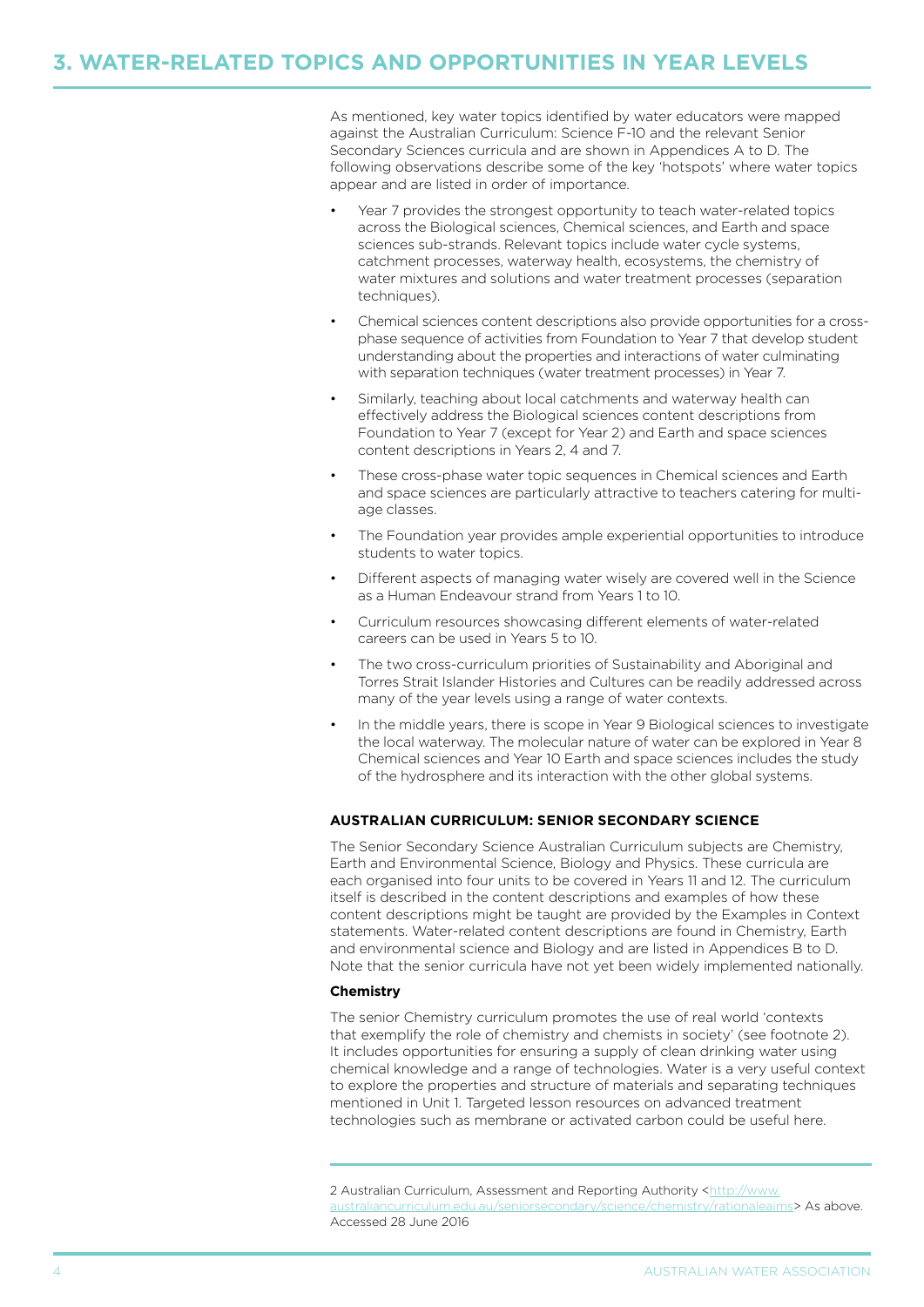## 3. WATER-RELATED TOPICS AND OPPORTUNITIES IN YEAR LEVELS

As mentioned, key water topics identified by water educators were mapped against the Australian Curriculum: Science F-10 and the relevant Senior Secondary Sciences curricula and are shown in Appendices A to D. The following observations describe some of the key 'hotspots' where water topics appear and are listed in order of importance.

- Year 7 provides the strongest opportunity to teach water-related topics across the Biological sciences, Chemical sciences, and Earth and space sciences sub-strands. Relevant topics include water cycle systems, catchment processes, waterway health, ecosystems, the chemistry of water mixtures and solutions and water treatment processes (separation techniques).
- Chemical sciences content descriptions also provide opportunities for a cross-phase sequence of activities from Foundation to Year 7 that develop student understanding about the properties and interactions of water culminating with separation techniques (water treatment processes) in Year 7.
- Similarly, teaching about local catchments and waterway health can effectively address the Biological sciences content descriptions from Foundation to Year 7 (except for Year 2) and Earth and space sciences content descriptions in Years 2, 4 and 7.
- These cross-phase water topic sequences in Chemical sciences and Earth and space sciences are particularly attractive to teachers catering for multi-age classes.
- The Foundation year provides ample experiential opportunities to introduce students to water topics.
- Different aspects of managing water wisely are covered well in the Science as a Human Endeavour strand from Years 1 to 10.
- Curriculum resources showcasing different elements of water-related careers can be used in Years 5 to 10.
- The two cross-curriculum priorities of Sustainability and Aboriginal and Torres Strait Islander Histories and Cultures can be readily addressed across many of the year levels using a range of water contexts.
- In the middle years, there is scope in Year 9 Biological sciences to investigate the local waterway. The molecular nature of water can be explored in Year 8 Chemical sciences and Year 10 Earth and space sciences includes the study of the hydrosphere and its interaction with the other global systems.

### AUSTRALIAN CURRICULUM: SENIOR SECONDARY SCIENCE

The Senior Secondary Science Australian Curriculum subjects are Chemistry, Earth and Environmental Science, Biology and Physics. These curricula are each organised into four units to be covered in Years 11 and 12. The curriculum itself is described in the content descriptions and examples of how these content descriptions might be taught are provided by the Examples in Context statements. Water-related content descriptions are found in Chemistry, Earth and environmental science and Biology and are listed in Appendices B to D. Note that the senior curricula have not yet been widely implemented nationally.

#### Chemistry

The senior Chemistry curriculum promotes the use of real world 'contexts that exemplify the role of chemistry and chemists in society' (see footnote 2). It includes opportunities for ensuring a supply of clean drinking water using chemical knowledge and a range of technologies. Water is a very useful context to explore the properties and structure of materials and separating techniques mentioned in Unit 1. Targeted lesson resources on advanced treatment technologies such as membrane or activated carbon could be useful here.

---

2 Australian Curriculum, Assessment and Reporting Authority <http://www.australiancurriculum.edu.au/seniorsecondary/science/chemistry/rationaleaims> As above. Accessed 28 June 2016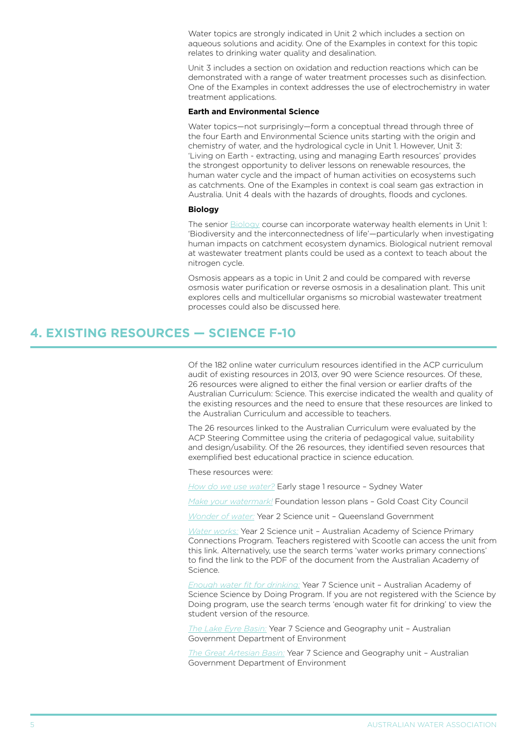Water topics are strongly indicated in Unit 2 which includes a section on aqueous solutions and acidity. One of the Examples in context for this topic relates to drinking water quality and desalination.

Unit 3 includes a section on oxidation and reduction reactions which can be demonstrated with a range of water treatment processes such as disinfection. One of the Examples in context addresses the use of electrochemistry in water treatment applications.

**Earth and Environmental Science**

Water topics—not surprisingly—form a conceptual thread through three of the four Earth and Environmental Science units starting with the origin and chemistry of water, and the hydrological cycle in Unit 1. However, Unit 3: 'Living on Earth - extracting, using and managing Earth resources' provides the strongest opportunity to deliver lessons on renewable resources, the human water cycle and the impact of human activities on ecosystems such as catchments. One of the Examples in context is coal seam gas extraction in Australia. Unit 4 deals with the hazards of droughts, floods and cyclones.

**Biology**

The senior Biology course can incorporate waterway health elements in Unit 1: 'Biodiversity and the interconnectedness of life'—particularly when investigating human impacts on catchment ecosystem dynamics. Biological nutrient removal at wastewater treatment plants could be used as a context to teach about the nitrogen cycle.

Osmosis appears as a topic in Unit 2 and could be compared with reverse osmosis water purification or reverse osmosis in a desalination plant. This unit explores cells and multicellular organisms so microbial wastewater treatment processes could also be discussed here.

## 4. EXISTING RESOURCES — SCIENCE F-10

Of the 182 online water curriculum resources identified in the ACP curriculum audit of existing resources in 2013, over 90 were Science resources. Of these, 26 resources were aligned to either the final version or earlier drafts of the Australian Curriculum: Science. This exercise indicated the wealth and quality of the existing resources and the need to ensure that these resources are linked to the Australian Curriculum and accessible to teachers.

The 26 resources linked to the Australian Curriculum were evaluated by the ACP Steering Committee using the criteria of pedagogical value, suitability and design/usability. Of the 26 resources, they identified seven resources that exemplified best educational practice in science education.

These resources were:

*How do we use water?* Early stage 1 resource – Sydney Water

*Make your watermark!* Foundation lesson plans – Gold Coast City Council

*Wonder of water:* Year 2 Science unit – Queensland Government

*Water works:* Year 2 Science unit – Australian Academy of Science Primary Connections Program. Teachers registered with Scootle can access the unit from this link. Alternatively, use the search terms 'water works primary connections' to find the link to the PDF of the document from the Australian Academy of Science.

*Enough water fit for drinking:* Year 7 Science unit – Australian Academy of Science Science by Doing Program. If you are not registered with the Science by Doing program, use the search terms 'enough water fit for drinking' to view the student version of the resource.

*The Lake Eyre Basin:* Year 7 Science and Geography unit – Australian Government Department of Environment

*The Great Artesian Basin:* Year 7 Science and Geography unit – Australian Government Department of Environment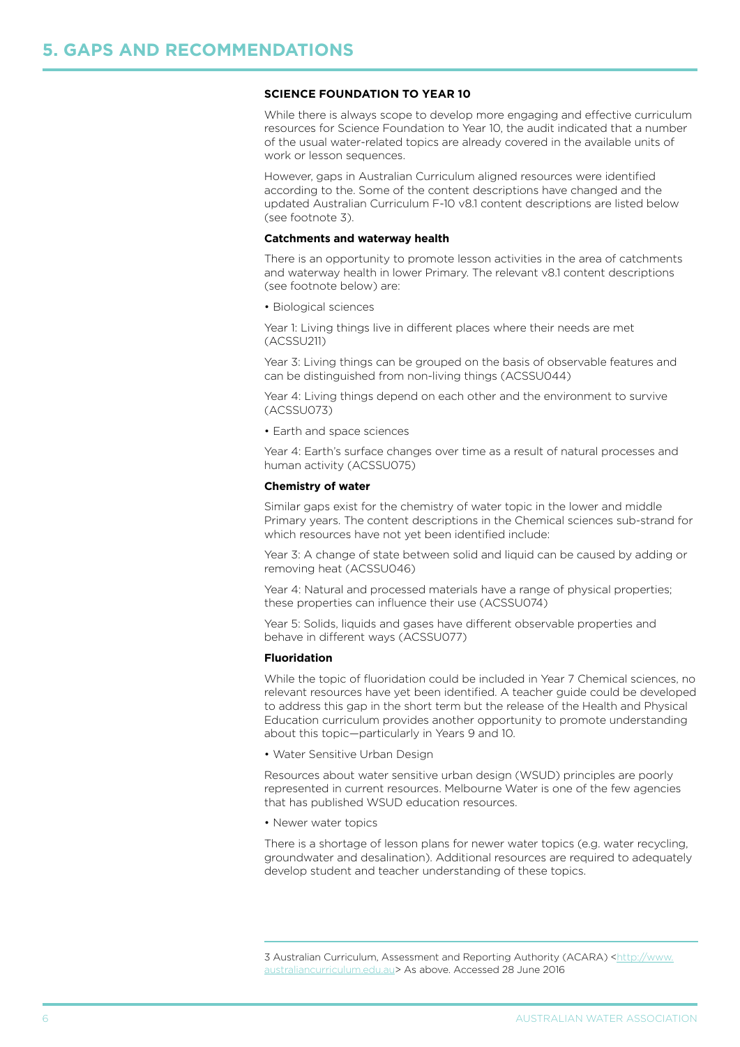# 5. GAPS AND RECOMMENDATIONS

## SCIENCE FOUNDATION TO YEAR 10

While there is always scope to develop more engaging and effective curriculum resources for Science Foundation to Year 10, the audit indicated that a number of the usual water-related topics are already covered in the available units of work or lesson sequences.

However, gaps in Australian Curriculum aligned resources were identified according to the. Some of the content descriptions have changed and the updated Australian Curriculum F-10 v8.1 content descriptions are listed below (see footnote 3).

### Catchments and waterway health

There is an opportunity to promote lesson activities in the area of catchments and waterway health in lower Primary. The relevant v8.1 content descriptions (see footnote below) are:

• Biological sciences

Year 1: Living things live in different places where their needs are met (ACSSU211)

Year 3: Living things can be grouped on the basis of observable features and can be distinguished from non-living things (ACSSU044)

Year 4: Living things depend on each other and the environment to survive (ACSSU073)

• Earth and space sciences

Year 4: Earth's surface changes over time as a result of natural processes and human activity (ACSSU075)

### Chemistry of water

Similar gaps exist for the chemistry of water topic in the lower and middle Primary years. The content descriptions in the Chemical sciences sub-strand for which resources have not yet been identified include:

Year 3: A change of state between solid and liquid can be caused by adding or removing heat (ACSSU046)

Year 4: Natural and processed materials have a range of physical properties; these properties can influence their use (ACSSU074)

Year 5: Solids, liquids and gases have different observable properties and behave in different ways (ACSSU077)

### Fluoridation

While the topic of fluoridation could be included in Year 7 Chemical sciences, no relevant resources have yet been identified. A teacher guide could be developed to address this gap in the short term but the release of the Health and Physical Education curriculum provides another opportunity to promote understanding about this topic—particularly in Years 9 and 10.

• Water Sensitive Urban Design

Resources about water sensitive urban design (WSUD) principles are poorly represented in current resources. Melbourne Water is one of the few agencies that has published WSUD education resources.

• Newer water topics

There is a shortage of lesson plans for newer water topics (e.g. water recycling, groundwater and desalination). Additional resources are required to adequately develop student and teacher understanding of these topics.

---

3 Australian Curriculum, Assessment and Reporting Authority (ACARA) <http://www.australiancurriculum.edu.au> As above. Accessed 28 June 2016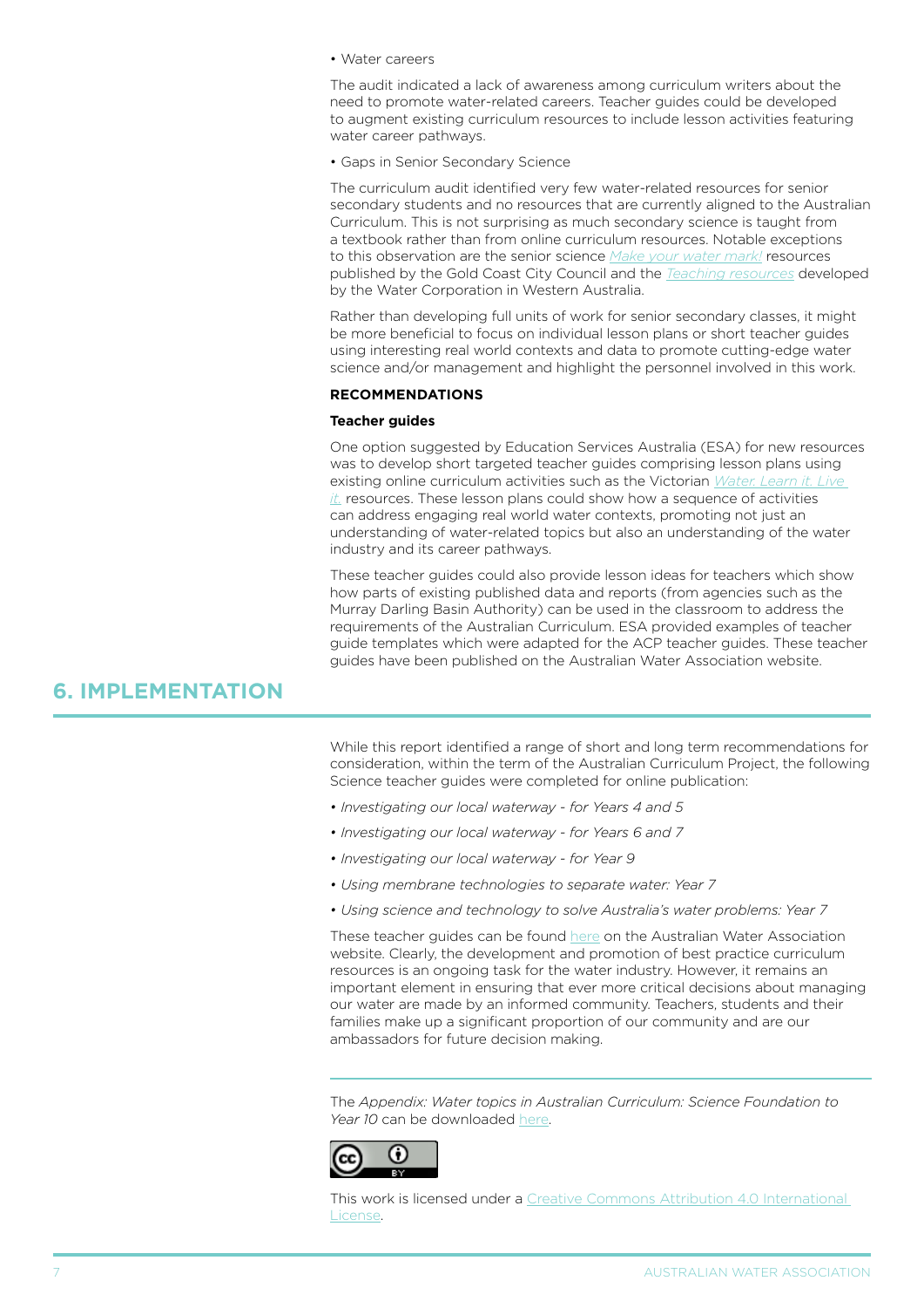- Water careers

The audit indicated a lack of awareness among curriculum writers about the need to promote water-related careers. Teacher guides could be developed to augment existing curriculum resources to include lesson activities featuring water career pathways.

- Gaps in Senior Secondary Science

The curriculum audit identified very few water-related resources for senior secondary students and no resources that are currently aligned to the Australian Curriculum. This is not surprising as much secondary science is taught from a textbook rather than from online curriculum resources. Notable exceptions to this observation are the senior science *Make your water mark!* resources published by the Gold Coast City Council and the *Teaching resources* developed by the Water Corporation in Western Australia.

Rather than developing full units of work for senior secondary classes, it might be more beneficial to focus on individual lesson plans or short teacher guides using interesting real world contexts and data to promote cutting-edge water science and/or management and highlight the personnel involved in this work.

**RECOMMENDATIONS**

**Teacher guides**

One option suggested by Education Services Australia (ESA) for new resources was to develop short targeted teacher guides comprising lesson plans using existing online curriculum activities such as the Victorian *Water. Learn it. Live it.* resources. These lesson plans could show how a sequence of activities can address engaging real world water contexts, promoting not just an understanding of water-related topics but also an understanding of the water industry and its career pathways.

These teacher guides could also provide lesson ideas for teachers which show how parts of existing published data and reports (from agencies such as the Murray Darling Basin Authority) can be used in the classroom to address the requirements of the Australian Curriculum. ESA provided examples of teacher guide templates which were adapted for the ACP teacher guides. These teacher guides have been published on the Australian Water Association website.

## 6. IMPLEMENTATION

While this report identified a range of short and long term recommendations for consideration, within the term of the Australian Curriculum Project, the following Science teacher guides were completed for online publication:

- *Investigating our local waterway - for Years 4 and 5*
- *Investigating our local waterway - for Years 6 and 7*
- *Investigating our local waterway - for Year 9*
- *Using membrane technologies to separate water: Year 7*
- *Using science and technology to solve Australia's water problems: Year 7*

These teacher guides can be found here on the Australian Water Association website. Clearly, the development and promotion of best practice curriculum resources is an ongoing task for the water industry. However, it remains an important element in ensuring that ever more critical decisions about managing our water are made by an informed community. Teachers, students and their families make up a significant proportion of our community and are our ambassadors for future decision making.

---

The *Appendix: Water topics in Australian Curriculum: Science Foundation to Year 10* can be downloaded here.

This work is licensed under a Creative Commons Attribution 4.0 International License.